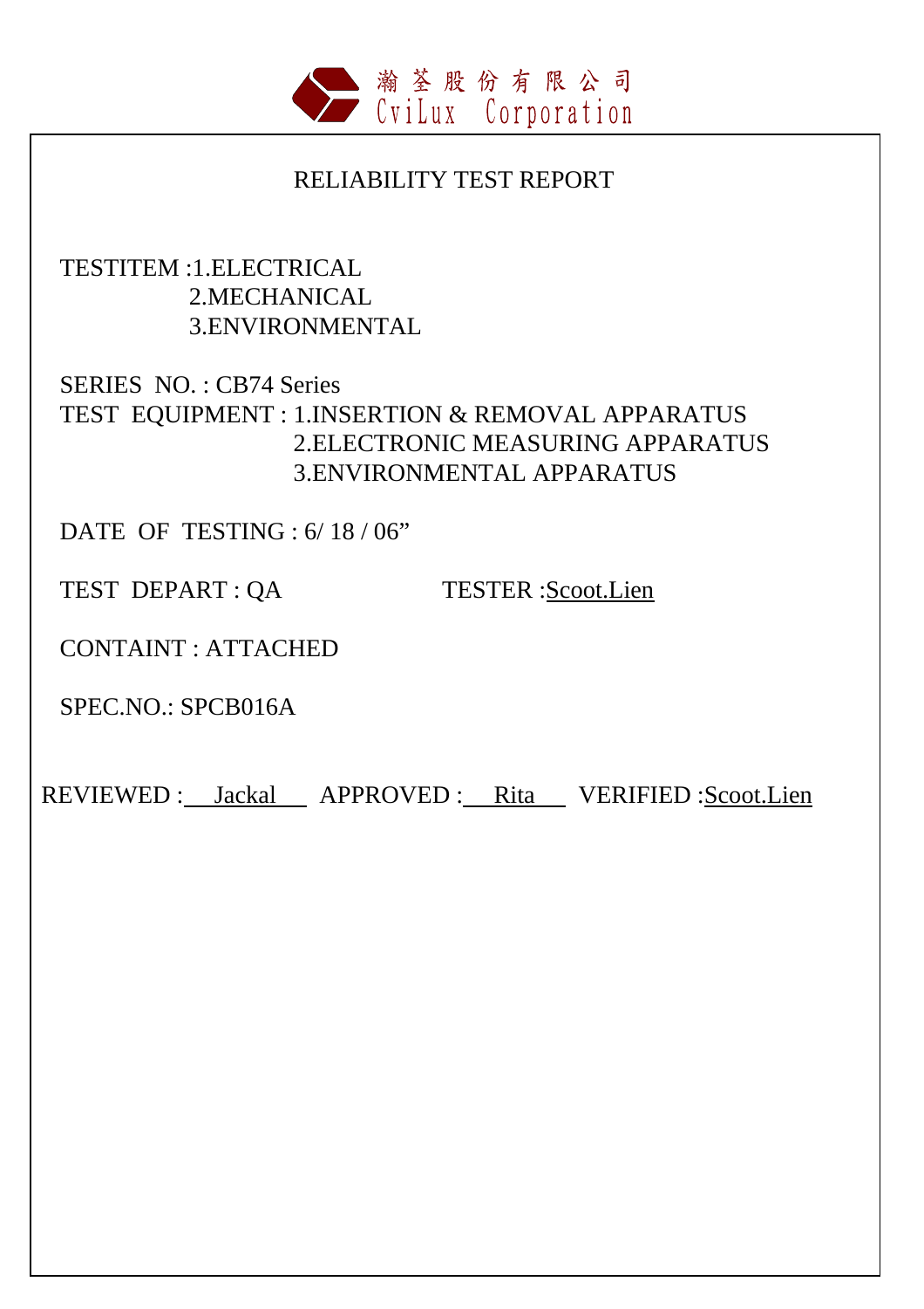瀚荃股份有限公司
CviLux Corporation

# RELIABILITY TEST REPORT

TESTITEM :1.ELECTRICAL
2.MECHANICAL
3.ENVIRONMENTAL

SERIES NO. : CB74 Series

TEST EQUIPMENT : 1.INSERTION & REMOVAL APPARATUS
2.ELECTRONIC MEASURING APPARATUS
3.ENVIRONMENTAL APPARATUS

DATE OF TESTING : 6/ 18 / 06"

TEST DEPART : QA TESTER :Scoot.Lien

CONTAINT : ATTACHED

SPEC.NO.: SPCB016A

REVIEWED : Jackal APPROVED : Rita VERIFIED :Scoot.Lien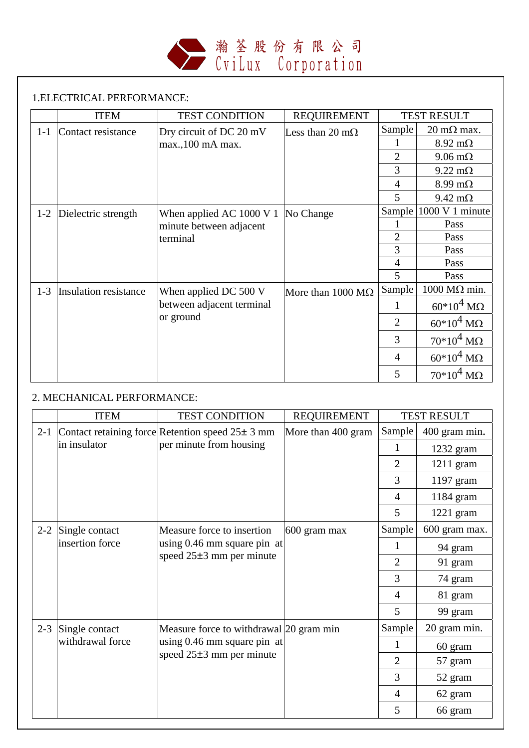瀚荃股份有限公司
CviLux Corporation

## 1.ELECTRICAL PERFORMANCE:

| | ITEM | TEST CONDITION | REQUIREMENT | TEST RESULT | |
|---|---|---|---|---|---|
| 1-1 | Contact resistance | Dry circuit of DC 20 mV max.,100 mA max. | Less than 20 mΩ | Sample | 20 mΩ max. |
| | | | | 1 | 8.92 mΩ |
| | | | | 2 | 9.06 mΩ |
| | | | | 3 | 9.22 mΩ |
| | | | | 4 | 8.99 mΩ |
| | | | | 5 | 9.42 mΩ |
| 1-2 | Dielectric strength | When applied AC 1000 V 1 minute between adjacent terminal | No Change | Sample | 1000 V 1 minute |
| | | | | 1 | Pass |
| | | | | 2 | Pass |
| | | | | 3 | Pass |
| | | | | 4 | Pass |
| | | | | 5 | Pass |
| 1-3 | Insulation resistance | When applied DC 500 V between adjacent terminal or ground | More than 1000 MΩ | Sample | 1000 MΩ min. |
| | | | | 1 | $60*10^4$ MΩ |
| | | | | 2 | $60*10^4$ MΩ |
| | | | | 3 | $70*10^4$ MΩ |
| | | | | 4 | $60*10^4$ MΩ |
| | | | | 5 | $70*10^4$ MΩ |

## 2. MECHANICAL PERFORMANCE:

| | ITEM | TEST CONDITION | REQUIREMENT | TEST RESULT | |
|---|---|---|---|---|---|
| 2-1 | Contact retaining force in insulator | Retention speed 25± 3 mm per minute from housing | More than 400 gram | Sample | 400 gram min. |
| | | | | 1 | 1232 gram |
| | | | | 2 | 1211 gram |
| | | | | 3 | 1197 gram |
| | | | | 4 | 1184 gram |
| | | | | 5 | 1221 gram |
| 2-2 | Single contact insertion force | Measure force to insertion using 0.46 mm square pin at speed 25±3 mm per minute | 600 gram max | Sample | 600 gram max. |
| | | | | 1 | 94 gram |
| | | | | 2 | 91 gram |
| | | | | 3 | 74 gram |
| | | | | 4 | 81 gram |
| | | | | 5 | 99 gram |
| 2-3 | Single contact withdrawal force | Measure force to withdrawal using 0.46 mm square pin at speed 25±3 mm per minute | 20 gram min | Sample | 20 gram min. |
| | | | | 1 | 60 gram |
| | | | | 2 | 57 gram |
| | | | | 3 | 52 gram |
| | | | | 4 | 62 gram |
| | | | | 5 | 66 gram |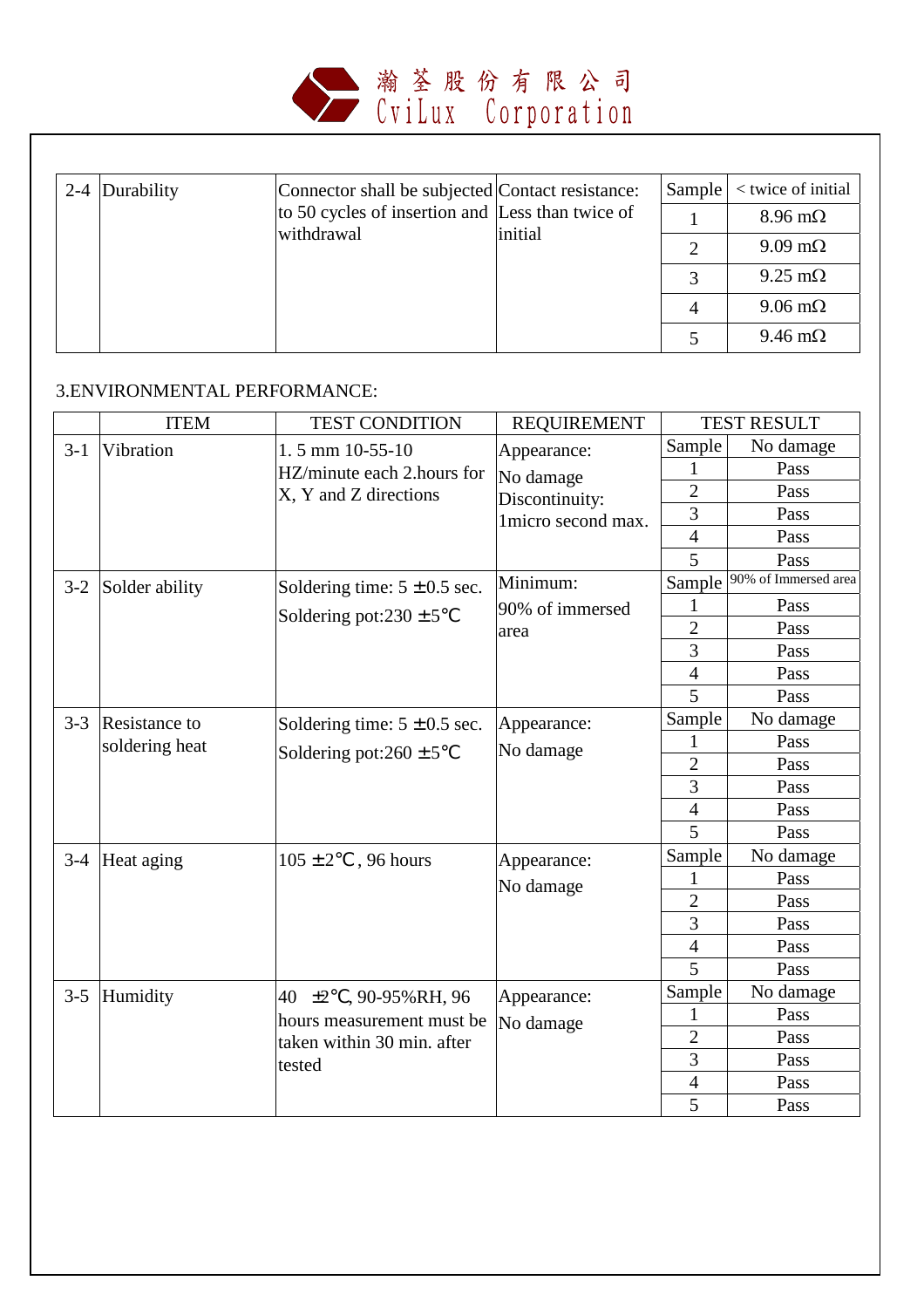| 2-4 | Durability | Connector shall be subjected to 50 cycles of insertion and withdrawal | Contact resistance: Less than twice of initial | Sample | < twice of initial |
|---|---|---|---|---|---|
| | | | | 1 | 8.96 mΩ |
| | | | | 2 | 9.09 mΩ |
| | | | | 3 | 9.25 mΩ |
| | | | | 4 | 9.06 mΩ |
| | | | | 5 | 9.46 mΩ |

3.ENVIRONMENTAL PERFORMANCE:

| | ITEM | TEST CONDITION | REQUIREMENT | TEST RESULT | |
|---|---|---|---|---|---|
| 3-1 | Vibration | 1. 5 mm 10-55-10 HZ/minute each 2.hours for X, Y and Z directions | Appearance: No damage Discontinuity: 1micro second max. | Sample | No damage |
| | | | | 1 | Pass |
| | | | | 2 | Pass |
| | | | | 3 | Pass |
| | | | | 4 | Pass |
| | | | | 5 | Pass |
| 3-2 | Solder ability | Soldering time: 5 ±0.5 sec. Soldering pot:230 ±5℃ | Minimum: 90% of immersed area | Sample | 90% of Immersed area |
| | | | | 1 | Pass |
| | | | | 2 | Pass |
| | | | | 3 | Pass |
| | | | | 4 | Pass |
| | | | | 5 | Pass |
| 3-3 | Resistance to soldering heat | Soldering time: 5 ±0.5 sec. Soldering pot:260 ±5℃ | Appearance: No damage | Sample | No damage |
| | | | | 1 | Pass |
| | | | | 2 | Pass |
| | | | | 3 | Pass |
| | | | | 4 | Pass |
| | | | | 5 | Pass |
| 3-4 | Heat aging | 105 ±2℃, 96 hours | Appearance: No damage | Sample | No damage |
| | | | | 1 | Pass |
| | | | | 2 | Pass |
| | | | | 3 | Pass |
| | | | | 4 | Pass |
| | | | | 5 | Pass |
| 3-5 | Humidity | 40 ±2℃, 90-95%RH, 96 hours measurement must be taken within 30 min. after tested | Appearance: No damage | Sample | No damage |
| | | | | 1 | Pass |
| | | | | 2 | Pass |
| | | | | 3 | Pass |
| | | | | 4 | Pass |
| | | | | 5 | Pass |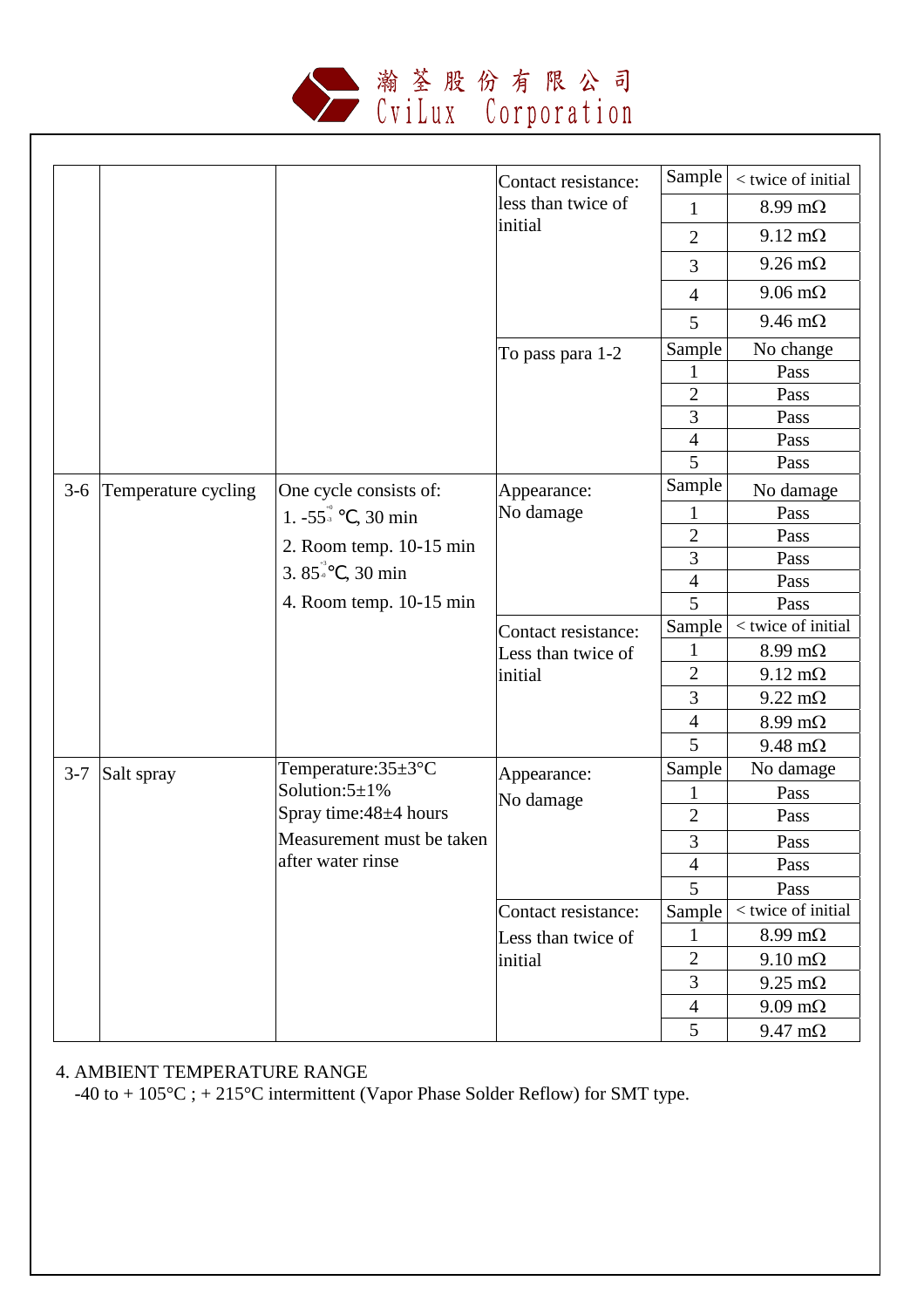| | | | | | |
|---|---|---|---|---|---|
| | | | Contact resistance: less than twice of initial | Sample | < twice of initial |
| | | | | 1 | 8.99 mΩ |
| | | | | 2 | 9.12 mΩ |
| | | | | 3 | 9.26 mΩ |
| | | | | 4 | 9.06 mΩ |
| | | | | 5 | 9.46 mΩ |
| | | | To pass para 1-2 | Sample | No change |
| | | | | 1 | Pass |
| | | | | 2 | Pass |
| | | | | 3 | Pass |
| | | | | 4 | Pass |
| | | | | 5 | Pass |
| 3-6 | Temperature cycling | One cycle consists of: 1. $-55^{+0}_{-3}$ ℃, 30 min 2. Room temp. 10-15 min 3. $85^{+3}_{-0}$ ℃, 30 min 4. Room temp. 10-15 min | Appearance: No damage | Sample | No damage |
| | | | | 1 | Pass |
| | | | | 2 | Pass |
| | | | | 3 | Pass |
| | | | | 4 | Pass |
| | | | | 5 | Pass |
| | | | Contact resistance: Less than twice of initial | Sample | < twice of initial |
| | | | | 1 | 8.99 mΩ |
| | | | | 2 | 9.12 mΩ |
| | | | | 3 | 9.22 mΩ |
| | | | | 4 | 8.99 mΩ |
| | | | | 5 | 9.48 mΩ |
| 3-7 | Salt spray | Temperature:35±3°C Solution:5±1% Spray time:48±4 hours Measurement must be taken after water rinse | Appearance: No damage | Sample | No damage |
| | | | | 1 | Pass |
| | | | | 2 | Pass |
| | | | | 3 | Pass |
| | | | | 4 | Pass |
| | | | | 5 | Pass |
| | | | Contact resistance: Less than twice of initial | Sample | < twice of initial |
| | | | | 1 | 8.99 mΩ |
| | | | | 2 | 9.10 mΩ |
| | | | | 3 | 9.25 mΩ |
| | | | | 4 | 9.09 mΩ |
| | | | | 5 | 9.47 mΩ |

4. AMBIENT TEMPERATURE RANGE

-40 to + 105°C ; + 215°C intermittent (Vapor Phase Solder Reflow) for SMT type.